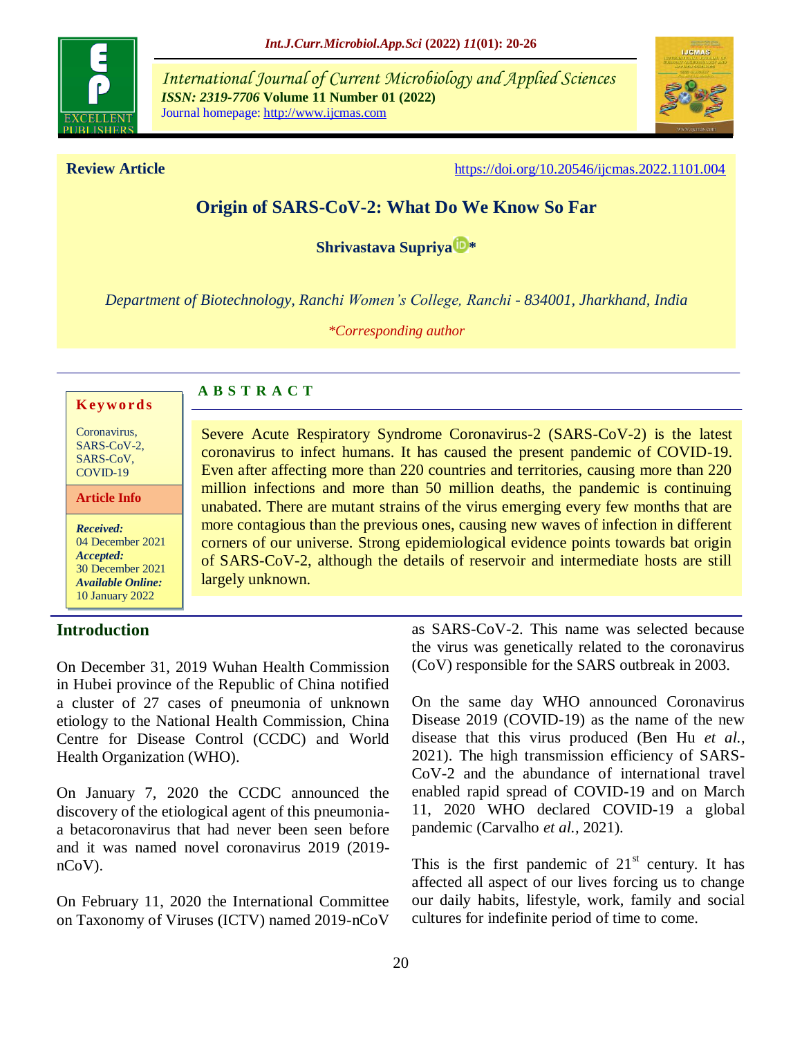**Review Article**

https://doi.org/10.20546/ijcmas.2022.1101.004

# Origin of SARS-CoV-2: What Do We Know So Far

**Shrivastava Supriya***

*Department of Biotechnology, Ranchi Women's College, Ranchi - 834001, Jharkhand, India*

*\*Corresponding author*

**Keywords**

Coronavirus, SARS-CoV-2, SARS-CoV, COVID-19

**Article Info**

***Received:*** 04 December 2021
***Accepted:*** 30 December 2021
***Available Online:*** 10 January 2022

## ABSTRACT

Severe Acute Respiratory Syndrome Coronavirus-2 (SARS-CoV-2) is the latest coronavirus to infect humans. It has caused the present pandemic of COVID-19. Even after affecting more than 220 countries and territories, causing more than 220 million infections and more than 50 million deaths, the pandemic is continuing unabated. There are mutant strains of the virus emerging every few months that are more contagious than the previous ones, causing new waves of infection in different corners of our universe. Strong epidemiological evidence points towards bat origin of SARS-CoV-2, although the details of reservoir and intermediate hosts are still largely unknown.

## Introduction

On December 31, 2019 Wuhan Health Commission in Hubei province of the Republic of China notified a cluster of 27 cases of pneumonia of unknown etiology to the National Health Commission, China Centre for Disease Control (CCDC) and World Health Organization (WHO).

On January 7, 2020 the CCDC announced the discovery of the etiological agent of this pneumonia- a betacoronavirus that had never been seen before and it was named novel coronavirus 2019 (2019-nCoV).

On February 11, 2020 the International Committee on Taxonomy of Viruses (ICTV) named 2019-nCoV as SARS-CoV-2. This name was selected because the virus was genetically related to the coronavirus (CoV) responsible for the SARS outbreak in 2003.

On the same day WHO announced Coronavirus Disease 2019 (COVID-19) as the name of the new disease that this virus produced (Ben Hu *et al.,* 2021). The high transmission efficiency of SARS-CoV-2 and the abundance of international travel enabled rapid spread of COVID-19 and on March 11, 2020 WHO declared COVID-19 a global pandemic (Carvalho *et al.,* 2021).

This is the first pandemic of 21$^{st}$ century. It has affected all aspect of our lives forcing us to change our daily habits, lifestyle, work, family and social cultures for indefinite period of time to come.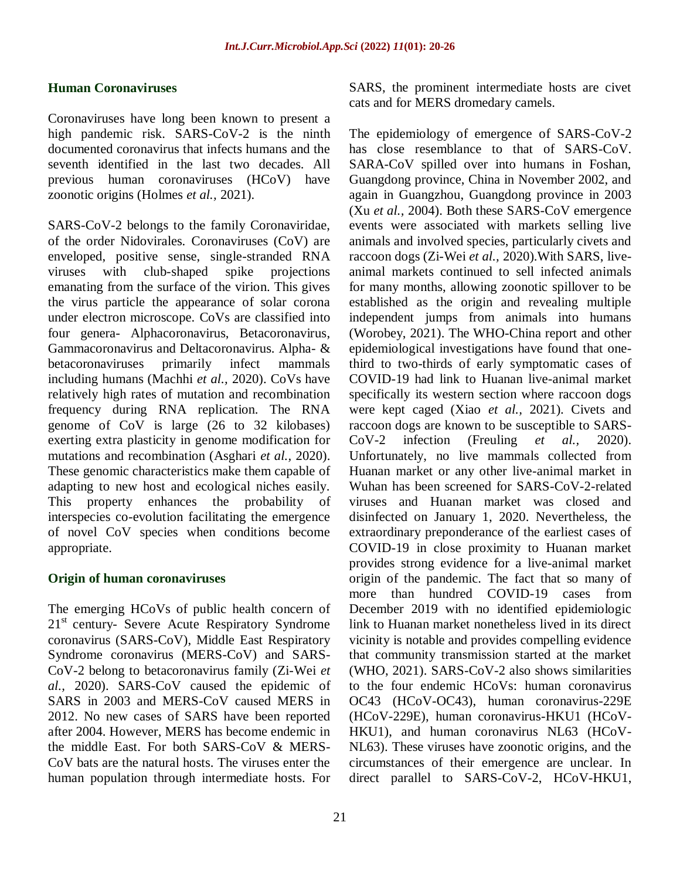## Human Coronaviruses

Coronaviruses have long been known to present a high pandemic risk. SARS-CoV-2 is the ninth documented coronavirus that infects humans and the seventh identified in the last two decades. All previous human coronaviruses (HCoV) have zoonotic origins (Holmes *et al.,* 2021).

SARS-CoV-2 belongs to the family Coronaviridae, of the order Nidovirales. Coronaviruses (CoV) are enveloped, positive sense, single-stranded RNA viruses with club-shaped spike projections emanating from the surface of the virion. This gives the virus particle the appearance of solar corona under electron microscope. CoVs are classified into four genera- Alphacoronavirus, Betacoronavirus, Gammacoronavirus and Deltacoronavirus. Alpha- & betacoronaviruses primarily infect mammals including humans (Machhi *et al.,* 2020). CoVs have relatively high rates of mutation and recombination frequency during RNA replication. The RNA genome of CoV is large (26 to 32 kilobases) exerting extra plasticity in genome modification for mutations and recombination (Asghari *et al.,* 2020). These genomic characteristics make them capable of adapting to new host and ecological niches easily. This property enhances the probability of interspecies co-evolution facilitating the emergence of novel CoV species when conditions become appropriate.

## Origin of human coronaviruses

The emerging HCoVs of public health concern of 21st century- Severe Acute Respiratory Syndrome coronavirus (SARS-CoV), Middle East Respiratory Syndrome coronavirus (MERS-CoV) and SARS-CoV-2 belong to betacoronavirus family (Zi-Wei *et al.,* 2020). SARS-CoV caused the epidemic of SARS in 2003 and MERS-CoV caused MERS in 2012. No new cases of SARS have been reported after 2004. However, MERS has become endemic in the middle East. For both SARS-CoV & MERS-CoV bats are the natural hosts. The viruses enter the human population through intermediate hosts. For SARS, the prominent intermediate hosts are civet cats and for MERS dromedary camels.

The epidemiology of emergence of SARS-CoV-2 has close resemblance to that of SARS-CoV. SARA-CoV spilled over into humans in Foshan, Guangdong province, China in November 2002, and again in Guangzhou, Guangdong province in 2003 (Xu *et al.,* 2004). Both these SARS-CoV emergence events were associated with markets selling live animals and involved species, particularly civets and raccoon dogs (Zi-Wei *et al.,* 2020).With SARS, live-animal markets continued to sell infected animals for many months, allowing zoonotic spillover to be established as the origin and revealing multiple independent jumps from animals into humans (Worobey, 2021). The WHO-China report and other epidemiological investigations have found that one-third to two-thirds of early symptomatic cases of COVID-19 had link to Huanan live-animal market specifically its western section where raccoon dogs were kept caged (Xiao *et al.,* 2021). Civets and raccoon dogs are known to be susceptible to SARS-CoV-2 infection (Freuling *et al.,* 2020). Unfortunately, no live mammals collected from Huanan market or any other live-animal market in Wuhan has been screened for SARS-CoV-2-related viruses and Huanan market was closed and disinfected on January 1, 2020. Nevertheless, the extraordinary preponderance of the earliest cases of COVID-19 in close proximity to Huanan market provides strong evidence for a live-animal market origin of the pandemic. The fact that so many of more than hundred COVID-19 cases from December 2019 with no identified epidemiologic link to Huanan market nonetheless lived in its direct vicinity is notable and provides compelling evidence that community transmission started at the market (WHO, 2021). SARS-CoV-2 also shows similarities to the four endemic HCoVs: human coronavirus OC43 (HCoV-OC43), human coronavirus-229E (HCoV-229E), human coronavirus-HKU1 (HCoV-HKU1), and human coronavirus NL63 (HCoV-NL63). These viruses have zoonotic origins, and the circumstances of their emergence are unclear. In direct parallel to SARS-CoV-2, HCoV-HKU1,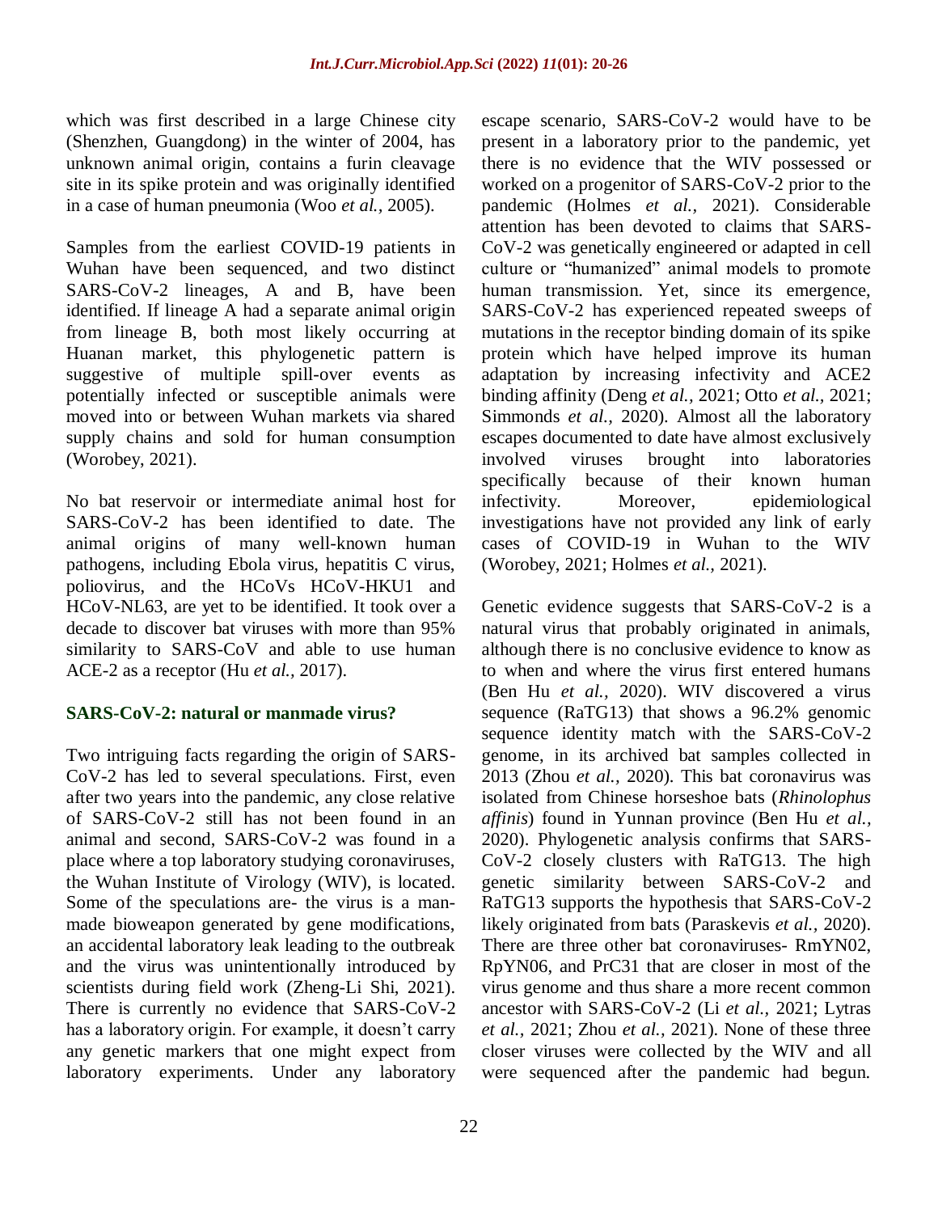which was first described in a large Chinese city (Shenzhen, Guangdong) in the winter of 2004, has unknown animal origin, contains a furin cleavage site in its spike protein and was originally identified in a case of human pneumonia (Woo *et al.*, 2005).

Samples from the earliest COVID-19 patients in Wuhan have been sequenced, and two distinct SARS-CoV-2 lineages, A and B, have been identified. If lineage A had a separate animal origin from lineage B, both most likely occurring at Huanan market, this phylogenetic pattern is suggestive of multiple spill-over events as potentially infected or susceptible animals were moved into or between Wuhan markets via shared supply chains and sold for human consumption (Worobey, 2021).

No bat reservoir or intermediate animal host for SARS-CoV-2 has been identified to date. The animal origins of many well-known human pathogens, including Ebola virus, hepatitis C virus, poliovirus, and the HCoVs HCoV-HKU1 and HCoV-NL63, are yet to be identified. It took over a decade to discover bat viruses with more than 95% similarity to SARS-CoV and able to use human ACE-2 as a receptor (Hu *et al.,* 2017).

## SARS-CoV-2: natural or manmade virus?

Two intriguing facts regarding the origin of SARS-CoV-2 has led to several speculations. First, even after two years into the pandemic, any close relative of SARS-CoV-2 still has not been found in an animal and second, SARS-CoV-2 was found in a place where a top laboratory studying coronaviruses, the Wuhan Institute of Virology (WIV), is located. Some of the speculations are- the virus is a man-made bioweapon generated by gene modifications, an accidental laboratory leak leading to the outbreak and the virus was unintentionally introduced by scientists during field work (Zheng-Li Shi, 2021). There is currently no evidence that SARS-CoV-2 has a laboratory origin. For example, it doesn't carry any genetic markers that one might expect from laboratory experiments. Under any laboratory escape scenario, SARS-CoV-2 would have to be present in a laboratory prior to the pandemic, yet there is no evidence that the WIV possessed or worked on a progenitor of SARS-CoV-2 prior to the pandemic (Holmes *et al.,* 2021). Considerable attention has been devoted to claims that SARS-CoV-2 was genetically engineered or adapted in cell culture or "humanized" animal models to promote human transmission. Yet, since its emergence, SARS-CoV-2 has experienced repeated sweeps of mutations in the receptor binding domain of its spike protein which have helped improve its human adaptation by increasing infectivity and ACE2 binding affinity (Deng *et al.,* 2021; Otto *et al.*, 2021; Simmonds *et al.,* 2020). Almost all the laboratory escapes documented to date have almost exclusively involved viruses brought into laboratories specifically because of their known human infectivity. Moreover, epidemiological investigations have not provided any link of early cases of COVID-19 in Wuhan to the WIV (Worobey, 2021; Holmes *et al.,* 2021).

Genetic evidence suggests that SARS-CoV-2 is a natural virus that probably originated in animals, although there is no conclusive evidence to know as to when and where the virus first entered humans (Ben Hu *et al.,* 2020). WIV discovered a virus sequence (RaTG13) that shows a 96.2% genomic sequence identity match with the SARS-CoV-2 genome, in its archived bat samples collected in 2013 (Zhou *et al.,* 2020). This bat coronavirus was isolated from Chinese horseshoe bats (*Rhinolophus affinis*) found in Yunnan province (Ben Hu *et al.,* 2020). Phylogenetic analysis confirms that SARS-CoV-2 closely clusters with RaTG13. The high genetic similarity between SARS-CoV-2 and RaTG13 supports the hypothesis that SARS-CoV-2 likely originated from bats (Paraskevis *et al.,* 2020). There are three other bat coronaviruses- RmYN02, RpYN06, and PrC31 that are closer in most of the virus genome and thus share a more recent common ancestor with SARS-CoV-2 (Li *et al.,* 2021; Lytras *et al.,* 2021; Zhou *et al.,* 2021). None of these three closer viruses were collected by the WIV and all were sequenced after the pandemic had begun.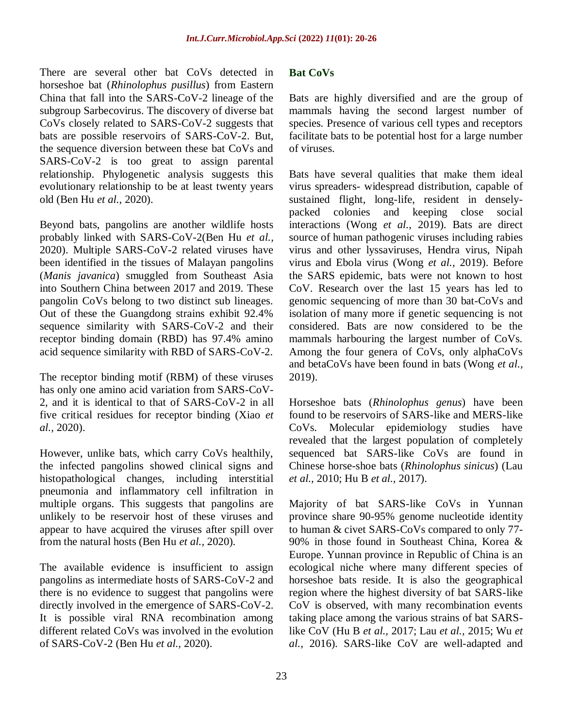There are several other bat CoVs detected in horseshoe bat (*Rhinolophus pusillus*) from Eastern China that fall into the SARS-CoV-2 lineage of the subgroup Sarbecovirus. The discovery of diverse bat CoVs closely related to SARS-CoV-2 suggests that bats are possible reservoirs of SARS-CoV-2. But, the sequence diversion between these bat CoVs and SARS-CoV-2 is too great to assign parental relationship. Phylogenetic analysis suggests this evolutionary relationship to be at least twenty years old (Ben Hu *et al.,* 2020).

Beyond bats, pangolins are another wildlife hosts probably linked with SARS-CoV-2(Ben Hu *et al.,* 2020). Multiple SARS-CoV-2 related viruses have been identified in the tissues of Malayan pangolins (*Manis javanica*) smuggled from Southeast Asia into Southern China between 2017 and 2019. These pangolin CoVs belong to two distinct sub lineages. Out of these the Guangdong strains exhibit 92.4% sequence similarity with SARS-CoV-2 and their receptor binding domain (RBD) has 97.4% amino acid sequence similarity with RBD of SARS-CoV-2.

The receptor binding motif (RBM) of these viruses has only one amino acid variation from SARS-CoV-2, and it is identical to that of SARS-CoV-2 in all five critical residues for receptor binding (Xiao *et al.,* 2020).

However, unlike bats, which carry CoVs healthily, the infected pangolins showed clinical signs and histopathological changes, including interstitial pneumonia and inflammatory cell infiltration in multiple organs. This suggests that pangolins are unlikely to be reservoir host of these viruses and appear to have acquired the viruses after spill over from the natural hosts (Ben Hu *et al.,* 2020).

The available evidence is insufficient to assign pangolins as intermediate hosts of SARS-CoV-2 and there is no evidence to suggest that pangolins were directly involved in the emergence of SARS-CoV-2. It is possible viral RNA recombination among different related CoVs was involved in the evolution of SARS-CoV-2 (Ben Hu *et al.,* 2020).

## Bat CoVs

Bats are highly diversified and are the group of mammals having the second largest number of species. Presence of various cell types and receptors facilitate bats to be potential host for a large number of viruses.

Bats have several qualities that make them ideal virus spreaders- widespread distribution, capable of sustained flight, long-life, resident in densely-packed colonies and keeping close social interactions (Wong *et al.,* 2019). Bats are direct source of human pathogenic viruses including rabies virus and other lyssaviruses, Hendra virus, Nipah virus and Ebola virus (Wong *et al.,* 2019). Before the SARS epidemic, bats were not known to host CoV. Research over the last 15 years has led to genomic sequencing of more than 30 bat-CoVs and isolation of many more if genetic sequencing is not considered. Bats are now considered to be the mammals harbouring the largest number of CoVs. Among the four genera of CoVs, only alphaCoVs and betaCoVs have been found in bats (Wong *et al.,* 2019).

Horseshoe bats (*Rhinolophus genus*) have been found to be reservoirs of SARS-like and MERS-like CoVs. Molecular epidemiology studies have revealed that the largest population of completely sequenced bat SARS-like CoVs are found in Chinese horse-shoe bats (*Rhinolophus sinicus*) (Lau *et al.,* 2010; Hu B *et al.,* 2017).

Majority of bat SARS-like CoVs in Yunnan province share 90-95% genome nucleotide identity to human & civet SARS-CoVs compared to only 77-90% in those found in Southeast China, Korea & Europe. Yunnan province in Republic of China is an ecological niche where many different species of horseshoe bats reside. It is also the geographical region where the highest diversity of bat SARS-like CoV is observed, with many recombination events taking place among the various strains of bat SARS-like CoV (Hu B *et al.,* 2017; Lau *et al.,* 2015; Wu *et al.,* 2016). SARS-like CoV are well-adapted and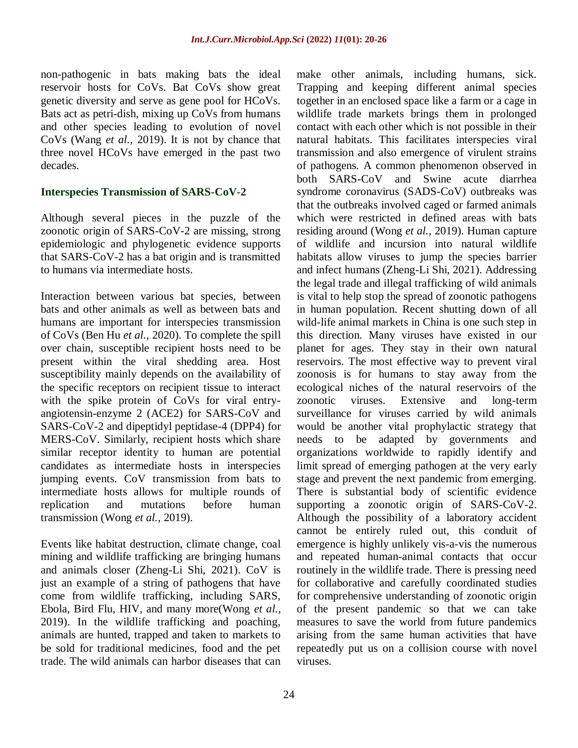non-pathogenic in bats making bats the ideal reservoir hosts for CoVs. Bat CoVs show great genetic diversity and serve as gene pool for HCoVs. Bats act as petri-dish, mixing up CoVs from humans and other species leading to evolution of novel CoVs (Wang *et al.,* 2019). It is not by chance that three novel HCoVs have emerged in the past two decades.

## Interspecies Transmission of SARS-CoV-2

Although several pieces in the puzzle of the zoonotic origin of SARS-CoV-2 are missing, strong epidemiologic and phylogenetic evidence supports that SARS-CoV-2 has a bat origin and is transmitted to humans via intermediate hosts.

Interaction between various bat species, between bats and other animals as well as between bats and humans are important for interspecies transmission of CoVs (Ben Hu *et al.,* 2020). To complete the spill over chain, susceptible recipient hosts need to be present within the viral shedding area. Host susceptibility mainly depends on the availability of the specific receptors on recipient tissue to interact with the spike protein of CoVs for viral entry-angiotensin-enzyme 2 (ACE2) for SARS-CoV and SARS-CoV-2 and dipeptidyl peptidase-4 (DPP4) for MERS-CoV. Similarly, recipient hosts which share similar receptor identity to human are potential candidates as intermediate hosts in interspecies jumping events. CoV transmission from bats to intermediate hosts allows for multiple rounds of replication and mutations before human transmission (Wong *et al.,* 2019).

Events like habitat destruction, climate change, coal mining and wildlife trafficking are bringing humans and animals closer (Zheng-Li Shi, 2021). CoV is just an example of a string of pathogens that have come from wildlife trafficking, including SARS, Ebola, Bird Flu, HIV, and many more(Wong *et al.,* 2019). In the wildlife trafficking and poaching, animals are hunted, trapped and taken to markets to be sold for traditional medicines, food and the pet trade. The wild animals can harbor diseases that can make other animals, including humans, sick. Trapping and keeping different animal species together in an enclosed space like a farm or a cage in wildlife trade markets brings them in prolonged contact with each other which is not possible in their natural habitats. This facilitates interspecies viral transmission and also emergence of virulent strains of pathogens. A common phenomenon observed in both SARS-CoV and Swine acute diarrhea syndrome coronavirus (SADS-CoV) outbreaks was that the outbreaks involved caged or farmed animals which were restricted in defined areas with bats residing around (Wong *et al.,* 2019). Human capture of wildlife and incursion into natural wildlife habitats allow viruses to jump the species barrier and infect humans (Zheng-Li Shi, 2021). Addressing the legal trade and illegal trafficking of wild animals is vital to help stop the spread of zoonotic pathogens in human population. Recent shutting down of all wild-life animal markets in China is one such step in this direction. Many viruses have existed in our planet for ages. They stay in their own natural reservoirs. The most effective way to prevent viral zoonosis is for humans to stay away from the ecological niches of the natural reservoirs of the zoonotic viruses. Extensive and long-term surveillance for viruses carried by wild animals would be another vital prophylactic strategy that needs to be adapted by governments and organizations worldwide to rapidly identify and limit spread of emerging pathogen at the very early stage and prevent the next pandemic from emerging. There is substantial body of scientific evidence supporting a zoonotic origin of SARS-CoV-2. Although the possibility of a laboratory accident cannot be entirely ruled out, this conduit of emergence is highly unlikely vis-a-vis the numerous and repeated human-animal contacts that occur routinely in the wildlife trade. There is pressing need for collaborative and carefully coordinated studies for comprehensive understanding of zoonotic origin of the present pandemic so that we can take measures to save the world from future pandemics arising from the same human activities that have repeatedly put us on a collision course with novel viruses.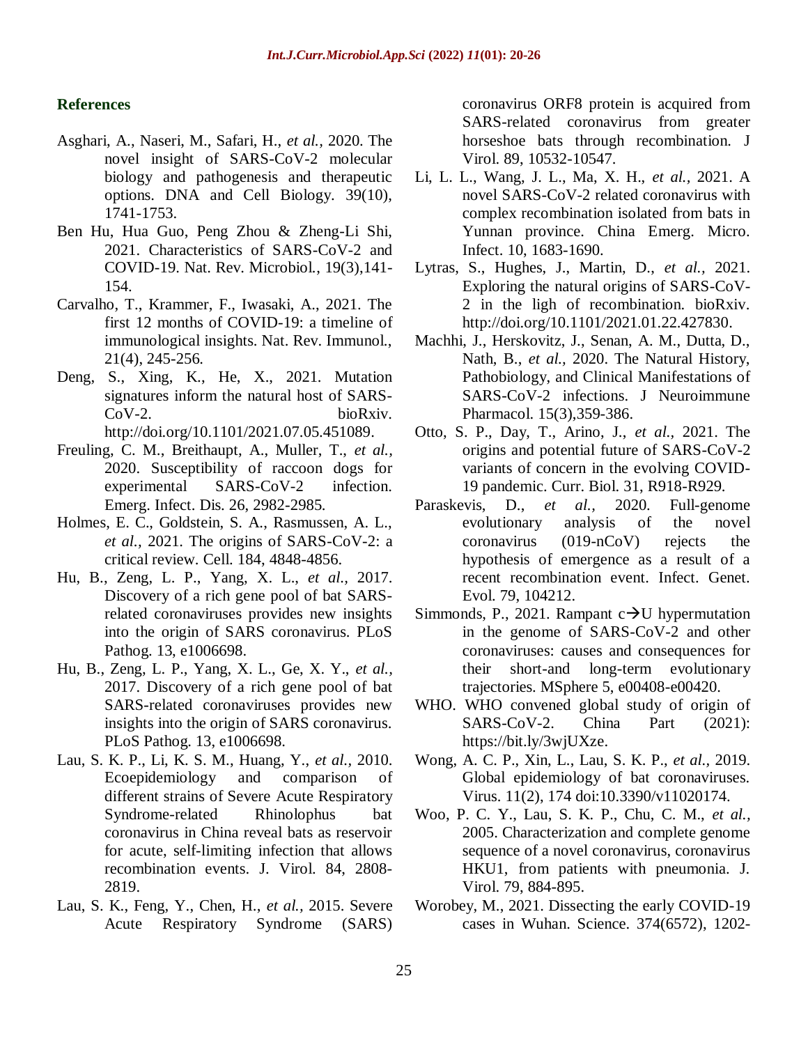## References

Asghari, A., Naseri, M., Safari, H., *et al.,* 2020. The novel insight of SARS-CoV-2 molecular biology and pathogenesis and therapeutic options. DNA and Cell Biology. 39(10), 1741-1753.

Ben Hu, Hua Guo, Peng Zhou & Zheng-Li Shi, 2021. Characteristics of SARS-CoV-2 and COVID-19. Nat. Rev. Microbiol., 19(3),141-154.

Carvalho, T., Krammer, F., Iwasaki, A., 2021. The first 12 months of COVID-19: a timeline of immunological insights. Nat. Rev. Immunol., 21(4), 245-256.

Deng, S., Xing, K., He, X., 2021. Mutation signatures inform the natural host of SARS-CoV-2. bioRxiv. http://doi.org/10.1101/2021.07.05.451089.

Freuling, C. M., Breithaupt, A., Muller, T., *et al.,* 2020. Susceptibility of raccoon dogs for experimental SARS-CoV-2 infection. Emerg. Infect. Dis. 26, 2982-2985.

Holmes, E. C., Goldstein, S. A., Rasmussen, A. L., *et al.,* 2021. The origins of SARS-CoV-2: a critical review. Cell. 184, 4848-4856.

Hu, B., Zeng, L. P., Yang, X. L., *et al.,* 2017. Discovery of a rich gene pool of bat SARS-related coronaviruses provides new insights into the origin of SARS coronavirus. PLoS Pathog. 13, e1006698.

Hu, B., Zeng, L. P., Yang, X. L., Ge, X. Y., *et al.,* 2017. Discovery of a rich gene pool of bat SARS-related coronaviruses provides new insights into the origin of SARS coronavirus. PLoS Pathog. 13, e1006698.

Lau, S. K. P., Li, K. S. M., Huang, Y., *et al.,* 2010. Ecoepidemiology and comparison of different strains of Severe Acute Respiratory Syndrome-related Rhinolophus bat coronavirus in China reveal bats as reservoir for acute, self-limiting infection that allows recombination events. J. Virol. 84, 2808-2819.

Lau, S. K., Feng, Y., Chen, H., *et al.,* 2015. Severe Acute Respiratory Syndrome (SARS) coronavirus ORF8 protein is acquired from SARS-related coronavirus from greater horseshoe bats through recombination. J Virol. 89, 10532-10547.

Li, L. L., Wang, J. L., Ma, X. H., *et al.,* 2021. A novel SARS-CoV-2 related coronavirus with complex recombination isolated from bats in Yunnan province. China Emerg. Micro. Infect. 10, 1683-1690.

Lytras, S., Hughes, J., Martin, D., *et al.,* 2021. Exploring the natural origins of SARS-CoV-2 in the ligh of recombination. bioRxiv. http://doi.org/10.1101/2021.01.22.427830.

Machhi, J., Herskovitz, J., Senan, A. M., Dutta, D., Nath, B., *et al.,* 2020. The Natural History, Pathobiology, and Clinical Manifestations of SARS-CoV-2 infections. J Neuroimmune Pharmacol. 15(3),359-386.

Otto, S. P., Day, T., Arino, J., *et al.,* 2021. The origins and potential future of SARS-CoV-2 variants of concern in the evolving COVID-19 pandemic. Curr. Biol. 31, R918-R929.

Paraskevis, D., *et al.,* 2020. Full-genome evolutionary analysis of the novel coronavirus (019-nCoV) rejects the hypothesis of emergence as a result of a recent recombination event. Infect. Genet. Evol. 79, 104212.

Simmonds, P., 2021. Rampant c→U hypermutation in the genome of SARS-CoV-2 and other coronaviruses: causes and consequences for their short-and long-term evolutionary trajectories. MSphere 5, e00408-e00420.

WHO. WHO convened global study of origin of SARS-CoV-2. China Part (2021): https://bit.ly/3wjUXze.

Wong, A. C. P., Xin, L., Lau, S. K. P., *et al.,* 2019. Global epidemiology of bat coronaviruses. Virus. 11(2), 174 doi:10.3390/v11020174.

Woo, P. C. Y., Lau, S. K. P., Chu, C. M., *et al.,* 2005. Characterization and complete genome sequence of a novel coronavirus, coronavirus HKU1, from patients with pneumonia. J. Virol. 79, 884-895.

Worobey, M., 2021. Dissecting the early COVID-19 cases in Wuhan. Science. 374(6572), 1202-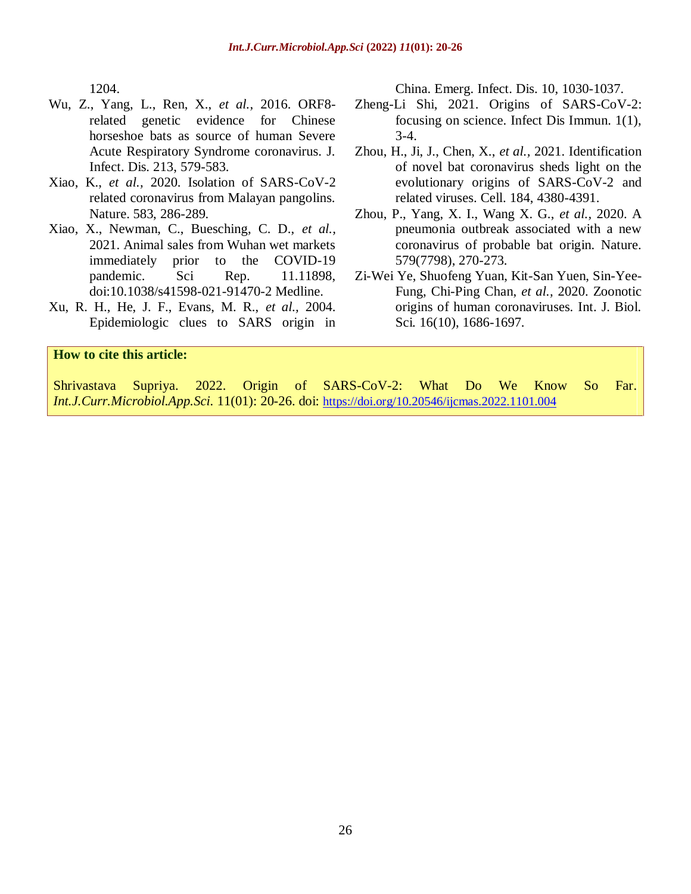1204.

Wu, Z., Yang, L., Ren, X., *et al.,* 2016. ORF8-related genetic evidence for Chinese horseshoe bats as source of human Severe Acute Respiratory Syndrome coronavirus. J. Infect. Dis. 213, 579-583.

Xiao, K., *et al.,* 2020. Isolation of SARS-CoV-2 related coronavirus from Malayan pangolins. Nature. 583, 286-289.

Xiao, X., Newman, C., Buesching, C. D., *et al.,* 2021. Animal sales from Wuhan wet markets immediately prior to the COVID-19 pandemic. Sci Rep. 11.11898, doi:10.1038/s41598-021-91470-2 Medline.

Xu, R. H., He, J. F., Evans, M. R., *et al.,* 2004. Epidemiologic clues to SARS origin in China. Emerg. Infect. Dis. 10, 1030-1037.

Zheng-Li Shi, 2021. Origins of SARS-CoV-2: focusing on science. Infect Dis Immun. 1(1), 3-4.

Zhou, H., Ji, J., Chen, X., *et al.,* 2021. Identification of novel bat coronavirus sheds light on the evolutionary origins of SARS-CoV-2 and related viruses. Cell. 184, 4380-4391.

Zhou, P., Yang, X. I., Wang X. G., *et al.,* 2020. A pneumonia outbreak associated with a new coronavirus of probable bat origin. Nature. 579(7798), 270-273.

Zi-Wei Ye, Shuofeng Yuan, Kit-San Yuen, Sin-Yee-Fung, Chi-Ping Chan, *et al.,* 2020. Zoonotic origins of human coronaviruses. Int. J. Biol. Sci. 16(10), 1686-1697.

**How to cite this article:**

Shrivastava Supriya. 2022. Origin of SARS-CoV-2: What Do We Know So Far. *Int.J.Curr.Microbiol.App.Sci.* 11(01): 20-26. doi: https://doi.org/10.20546/ijcmas.2022.1101.004